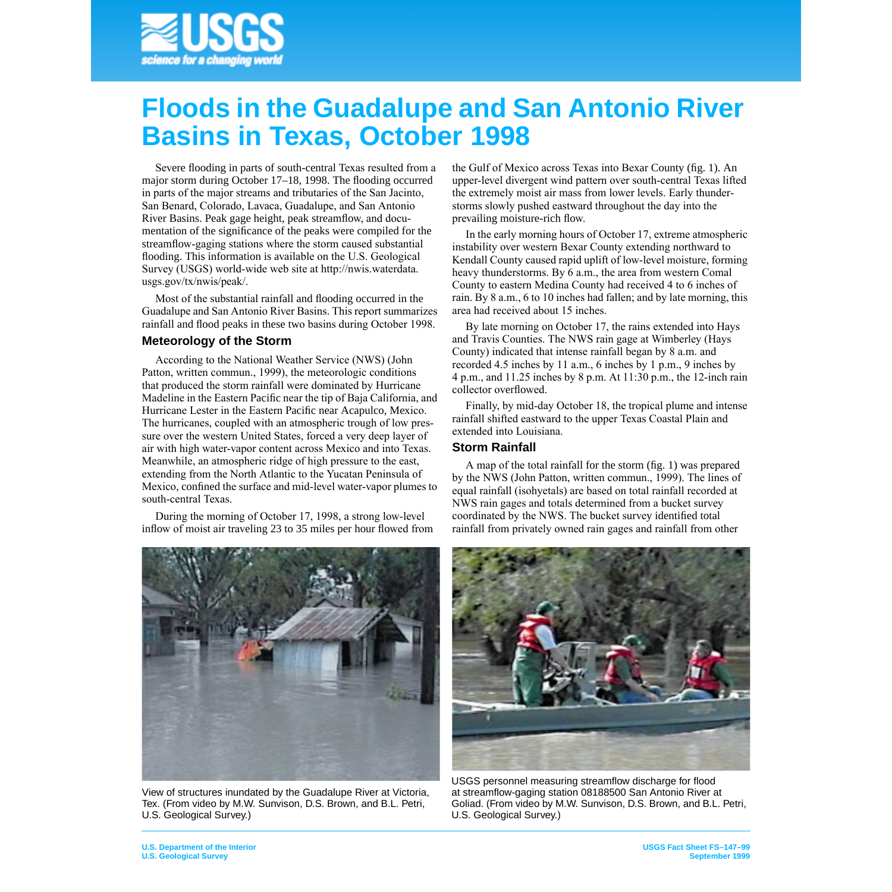# Floods in the Guadalupe and San Antonio River Basins in Texas, October 1998

Severe flooding in parts of south-central Texas resulted from a major storm during October 17–18, 1998. The flooding occurred in parts of the major streams and tributaries of the San Jacinto, San Benard, Colorado, Lavaca, Guadalupe, and San Antonio River Basins. Peak gage height, peak streamflow, and documentation of the significance of the peaks were compiled for the streamflow-gaging stations where the storm caused substantial flooding. This information is available on the U.S. Geological Survey (USGS) world-wide web site at http://nwis.waterdata.usgs.gov/tx/nwis/peak/.

Most of the substantial rainfall and flooding occurred in the Guadalupe and San Antonio River Basins. This report summarizes rainfall and flood peaks in these two basins during October 1998.

## Meteorology of the Storm

According to the National Weather Service (NWS) (John Patton, written commun., 1999), the meteorologic conditions that produced the storm rainfall were dominated by Hurricane Madeline in the Eastern Pacific near the tip of Baja California, and Hurricane Lester in the Eastern Pacific near Acapulco, Mexico. The hurricanes, coupled with an atmospheric trough of low pressure over the western United States, forced a very deep layer of air with high water-vapor content across Mexico and into Texas. Meanwhile, an atmospheric ridge of high pressure to the east, extending from the North Atlantic to the Yucatan Peninsula of Mexico, confined the surface and mid-level water-vapor plumes to south-central Texas.

During the morning of October 17, 1998, a strong low-level inflow of moist air traveling 23 to 35 miles per hour flowed from the Gulf of Mexico across Texas into Bexar County (fig. 1). An upper-level divergent wind pattern over south-central Texas lifted the extremely moist air mass from lower levels. Early thunderstorms slowly pushed eastward throughout the day into the prevailing moisture-rich flow.

In the early morning hours of October 17, extreme atmospheric instability over western Bexar County extending northward to Kendall County caused rapid uplift of low-level moisture, forming heavy thunderstorms. By 6 a.m., the area from western Comal County to eastern Medina County had received 4 to 6 inches of rain. By 8 a.m., 6 to 10 inches had fallen; and by late morning, this area had received about 15 inches.

By late morning on October 17, the rains extended into Hays and Travis Counties. The NWS rain gage at Wimberley (Hays County) indicated that intense rainfall began by 8 a.m. and recorded 4.5 inches by 11 a.m., 6 inches by 1 p.m., 9 inches by 4 p.m., and 11.25 inches by 8 p.m. At 11:30 p.m., the 12-inch rain collector overflowed.

Finally, by mid-day October 18, the tropical plume and intense rainfall shifted eastward to the upper Texas Coastal Plain and extended into Louisiana.

## Storm Rainfall

A map of the total rainfall for the storm (fig. 1) was prepared by the NWS (John Patton, written commun., 1999). The lines of equal rainfall (isohyetals) are based on total rainfall recorded at NWS rain gages and totals determined from a bucket survey coordinated by the NWS. The bucket survey identified total rainfall from privately owned rain gages and rainfall from other

View of structures inundated by the Guadalupe River at Victoria, Tex. (From video by M.W. Sunvison, D.S. Brown, and B.L. Petri, U.S. Geological Survey.)

USGS personnel measuring streamflow discharge for flood at streamflow-gaging station 08188500 San Antonio River at Goliad. (From video by M.W. Sunvison, D.S. Brown, and B.L. Petri, U.S. Geological Survey.)

U.S. Department of the Interior
U.S. Geological Survey

USGS Fact Sheet FS–147–99
September 1999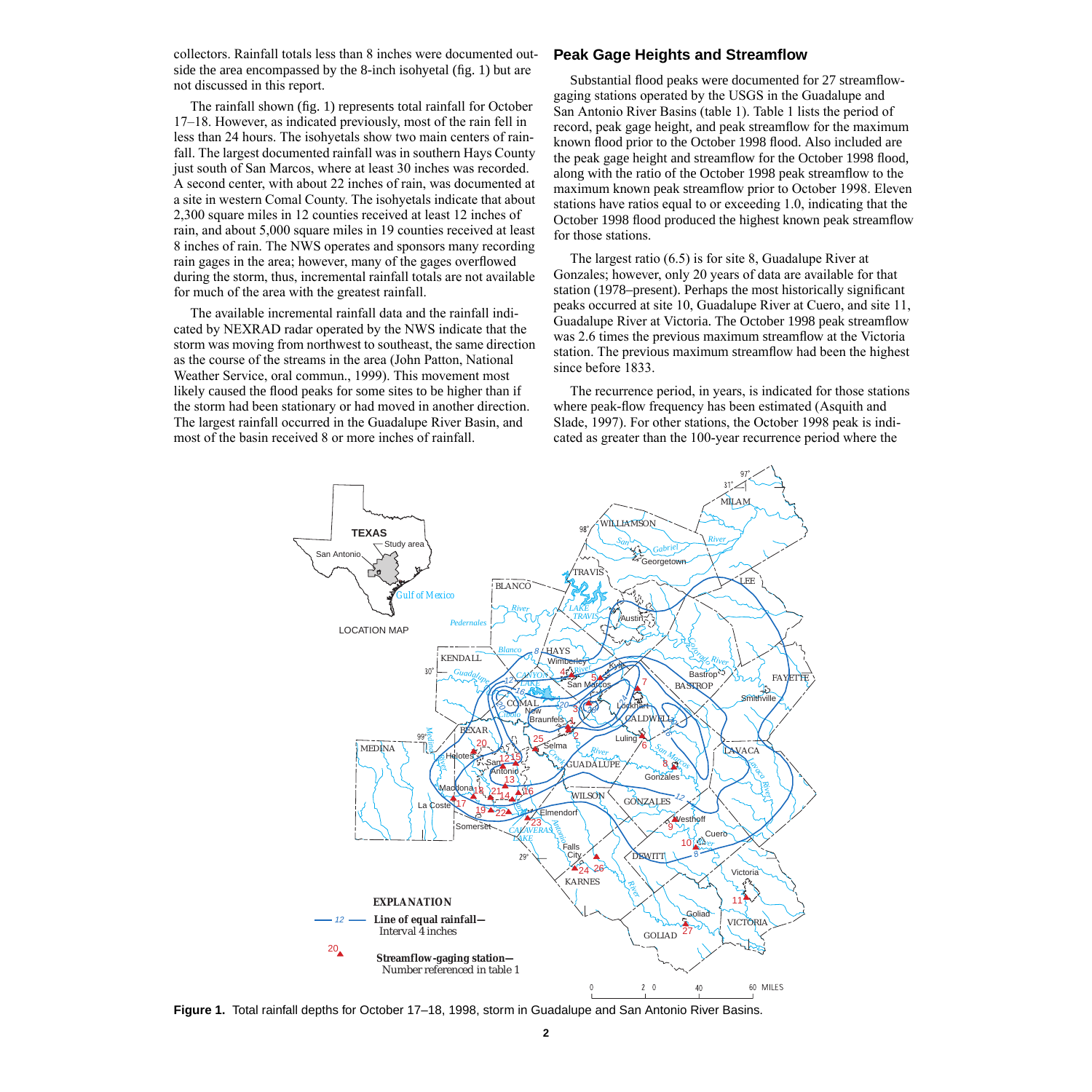collectors. Rainfall totals less than 8 inches were documented outside the area encompassed by the 8-inch isohyetal (fig. 1) but are not discussed in this report.

The rainfall shown (fig. 1) represents total rainfall for October 17–18. However, as indicated previously, most of the rain fell in less than 24 hours. The isohyetals show two main centers of rainfall. The largest documented rainfall was in southern Hays County just south of San Marcos, where at least 30 inches was recorded. A second center, with about 22 inches of rain, was documented at a site in western Comal County. The isohyetals indicate that about 2,300 square miles in 12 counties received at least 12 inches of rain, and about 5,000 square miles in 19 counties received at least 8 inches of rain. The NWS operates and sponsors many recording rain gages in the area; however, many of the gages overflowed during the storm, thus, incremental rainfall totals are not available for much of the area with the greatest rainfall.

The available incremental rainfall data and the rainfall indicated by NEXRAD radar operated by the NWS indicate that the storm was moving from northwest to southeast, the same direction as the course of the streams in the area (John Patton, National Weather Service, oral commun., 1999). This movement most likely caused the flood peaks for some sites to be higher than if the storm had been stationary or had moved in another direction. The largest rainfall occurred in the Guadalupe River Basin, and most of the basin received 8 or more inches of rainfall.

## Peak Gage Heights and Streamflow

Substantial flood peaks were documented for 27 streamflow-gaging stations operated by the USGS in the Guadalupe and San Antonio River Basins (table 1). Table 1 lists the period of record, peak gage height, and peak streamflow for the maximum known flood prior to the October 1998 flood. Also included are the peak gage height and streamflow for the October 1998 flood, along with the ratio of the October 1998 peak streamflow to the maximum known peak streamflow prior to October 1998. Eleven stations have ratios equal to or exceeding 1.0, indicating that the October 1998 flood produced the highest known peak streamflow for those stations.

The largest ratio (6.5) is for site 8, Guadalupe River at Gonzales; however, only 20 years of data are available for that station (1978–present). Perhaps the most historically significant peaks occurred at site 10, Guadalupe River at Cuero, and site 11, Guadalupe River at Victoria. The October 1998 peak streamflow was 2.6 times the previous maximum streamflow at the Victoria station. The previous maximum streamflow had been the highest since before 1833.

The recurrence period, in years, is indicated for those stations where peak-flow frequency has been estimated (Asquith and Slade, 1997). For other stations, the October 1998 peak is indicated as greater than the 100-year recurrence period where the

**Figure 1.** Total rainfall depths for October 17–18, 1998, storm in Guadalupe and San Antonio River Basins.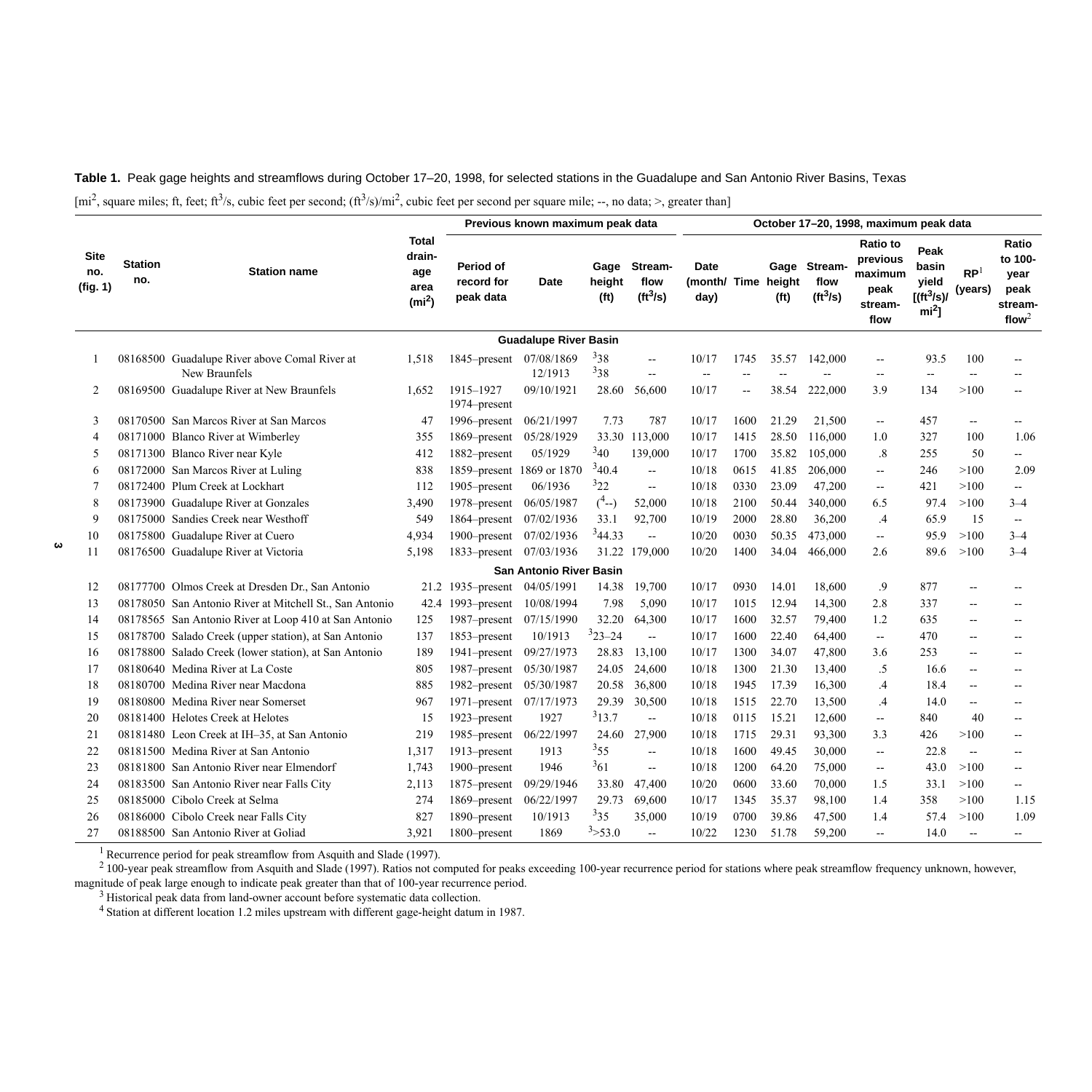**Table 1.** Peak gage heights and streamflows during October 17–20, 1998, for selected stations in the Guadalupe and San Antonio River Basins, Texas

[$mi^2$, square miles; ft, feet; $ft^3/s$, cubic feet per second; $(ft^3/s)/mi^2$, cubic feet per second per square mile; --, no data; >, greater than]

| Site no. (fig. 1) | Station no. | Station name | Total drainage area ($mi^2$) | Previous known maximum peak data | | | | October 17–20, 1998, maximum peak data | | | | | | | |
|---|---|---|---|---|---|---|---|---|---|---|---|---|---|---|---|
| | | | | Period of record for peak data | Date | Gage height (ft) | Streamflow ($ft^3/s$) | Date (month/day) | Time | Gage height (ft) | Streamflow ($ft^3/s$) | Ratio to previous maximum peak streamflow | Peak basin yield [($ft^3/s$)/$mi^2$] | RP[1] (years) | Ratio to 100-year peak streamflow[2] |
| **Guadalupe River Basin** | | | | | | | | | | | | | | | |
| 1 | 08168500 | Guadalupe River above Comal River at New Braunfels | 1,518 | 1845–present | 07/08/1869 | [3]38 | -- | 10/17 | 1745 | 35.57 | 142,000 | -- | 93.5 | 100 | -- |
| | | | | | 12/1913 | [3]38 | -- | -- | -- | -- | -- | -- | -- | -- | -- |
| 2 | 08169500 | Guadalupe River at New Braunfels | 1,652 | 1915–1927 1974–present | 09/10/1921 | 28.60 | 56,600 | 10/17 | -- | 38.54 | 222,000 | 3.9 | 134 | >100 | -- |
| 3 | 08170500 | San Marcos River at San Marcos | 47 | 1996–present | 06/21/1997 | 7.73 | 787 | 10/17 | 1600 | 21.29 | 21,500 | -- | 457 | -- | -- |
| 4 | 08171000 | Blanco River at Wimberley | 355 | 1869–present | 05/28/1929 | 33.30 | 113,000 | 10/17 | 1415 | 28.50 | 116,000 | 1.0 | 327 | 100 | 1.06 |
| 5 | 08171300 | Blanco River near Kyle | 412 | 1882–present | 05/1929 | [3]40 | 139,000 | 10/17 | 1700 | 35.82 | 105,000 | .8 | 255 | 50 | -- |
| 6 | 08172000 | San Marcos River at Luling | 838 | 1859–present | 1869 or 1870 | [3]40.4 | -- | 10/18 | 0615 | 41.85 | 206,000 | -- | 246 | >100 | 2.09 |
| 7 | 08172400 | Plum Creek at Lockhart | 112 | 1905–present | 06/1936 | [3]22 | -- | 10/18 | 0330 | 23.09 | 47,200 | -- | 421 | >100 | -- |
| 8 | 08173900 | Guadalupe River at Gonzales | 3,490 | 1978–present | 06/05/1987 | ([4]--) | 52,000 | 10/18 | 2100 | 50.44 | 340,000 | 6.5 | 97.4 | >100 | 3–4 |
| 9 | 08175000 | Sandies Creek near Westhoff | 549 | 1864–present | 07/02/1936 | 33.1 | 92,700 | 10/19 | 2000 | 28.80 | 36,200 | .4 | 65.9 | 15 | -- |
| 10 | 08175800 | Guadalupe River at Cuero | 4,934 | 1900–present | 07/02/1936 | [3]44.33 | -- | 10/20 | 0030 | 50.35 | 473,000 | -- | 95.9 | >100 | 3–4 |
| 11 | 08176500 | Guadalupe River at Victoria | 5,198 | 1833–present | 07/03/1936 | 31.22 | 179,000 | 10/20 | 1400 | 34.04 | 466,000 | 2.6 | 89.6 | >100 | 3–4 |
| **San Antonio River Basin** | | | | | | | | | | | | | | | |
| 12 | 08177700 | Olmos Creek at Dresden Dr., San Antonio | 21.2 | 1935–present | 04/05/1991 | 14.38 | 19,700 | 10/17 | 0930 | 14.01 | 18,600 | .9 | 877 | -- | -- |
| 13 | 08178050 | San Antonio River at Mitchell St., San Antonio | 42.4 | 1993–present | 10/08/1994 | 7.98 | 5,090 | 10/17 | 1015 | 12.94 | 14,300 | 2.8 | 337 | -- | -- |
| 14 | 08178565 | San Antonio River at Loop 410 at San Antonio | 125 | 1987–present | 07/15/1990 | 32.20 | 64,300 | 10/17 | 1600 | 32.57 | 79,400 | 1.2 | 635 | -- | -- |
| 15 | 08178700 | Salado Creek (upper station), at San Antonio | 137 | 1853–present | 10/1913 | [3]23–24 | -- | 10/17 | 1600 | 22.40 | 64,400 | -- | 470 | -- | -- |
| 16 | 08178800 | Salado Creek (lower station), at San Antonio | 189 | 1941–present | 09/27/1973 | 28.83 | 13,100 | 10/17 | 1300 | 34.07 | 47,800 | 3.6 | 253 | -- | -- |
| 17 | 08180640 | Medina River at La Coste | 805 | 1987–present | 05/30/1987 | 24.05 | 24,600 | 10/18 | 1300 | 21.30 | 13,400 | .5 | 16.6 | -- | -- |
| 18 | 08180700 | Medina River near Macdona | 885 | 1982–present | 05/30/1987 | 20.58 | 36,800 | 10/18 | 1945 | 17.39 | 16,300 | .4 | 18.4 | -- | -- |
| 19 | 08180800 | Medina River near Somerset | 967 | 1971–present | 07/17/1973 | 29.39 | 30,500 | 10/18 | 1515 | 22.70 | 13,500 | .4 | 14.0 | -- | -- |
| 20 | 08181400 | Helotes Creek at Helotes | 15 | 1923–present | 1927 | [3]13.7 | -- | 10/18 | 0115 | 15.21 | 12,600 | -- | 840 | 40 | -- |
| 21 | 08181480 | Leon Creek at IH–35, at San Antonio | 219 | 1985–present | 06/22/1997 | 24.60 | 27,900 | 10/18 | 1715 | 29.31 | 93,300 | 3.3 | 426 | >100 | -- |
| 22 | 08181500 | Medina River at San Antonio | 1,317 | 1913–present | 1913 | [3]55 | -- | 10/18 | 1600 | 49.45 | 30,000 | -- | 22.8 | -- | -- |
| 23 | 08181800 | San Antonio River near Elmendorf | 1,743 | 1900–present | 1946 | [3]61 | -- | 10/18 | 1200 | 64.20 | 75,000 | -- | 43.0 | >100 | -- |
| 24 | 08183500 | San Antonio River near Falls City | 2,113 | 1875–present | 09/29/1946 | 33.80 | 47,400 | 10/20 | 0600 | 33.60 | 70,000 | 1.5 | 33.1 | >100 | -- |
| 25 | 08185000 | Cibolo Creek at Selma | 274 | 1869–present | 06/22/1997 | 29.73 | 69,600 | 10/17 | 1345 | 35.37 | 98,100 | 1.4 | 358 | >100 | 1.15 |
| 26 | 08186000 | Cibolo Creek near Falls City | 827 | 1890–present | 10/1913 | [3]35 | 35,000 | 10/19 | 0700 | 39.86 | 47,500 | 1.4 | 57.4 | >100 | 1.09 |
| 27 | 08188500 | San Antonio River at Goliad | 3,921 | 1800–present | 1869 | [3]>53.0 | -- | 10/22 | 1230 | 51.78 | 59,200 | -- | 14.0 | -- | -- |

[1] Recurrence period for peak streamflow from Asquith and Slade (1997).

[2] 100-year peak streamflow from Asquith and Slade (1997). Ratios not computed for peaks exceeding 100-year recurrence period for stations where peak streamflow frequency unknown, however, magnitude of peak large enough to indicate peak greater than that of 100-year recurrence period.

[3] Historical peak data from land-owner account before systematic data collection.

[4] Station at different location 1.2 miles upstream with different gage-height datum in 1987.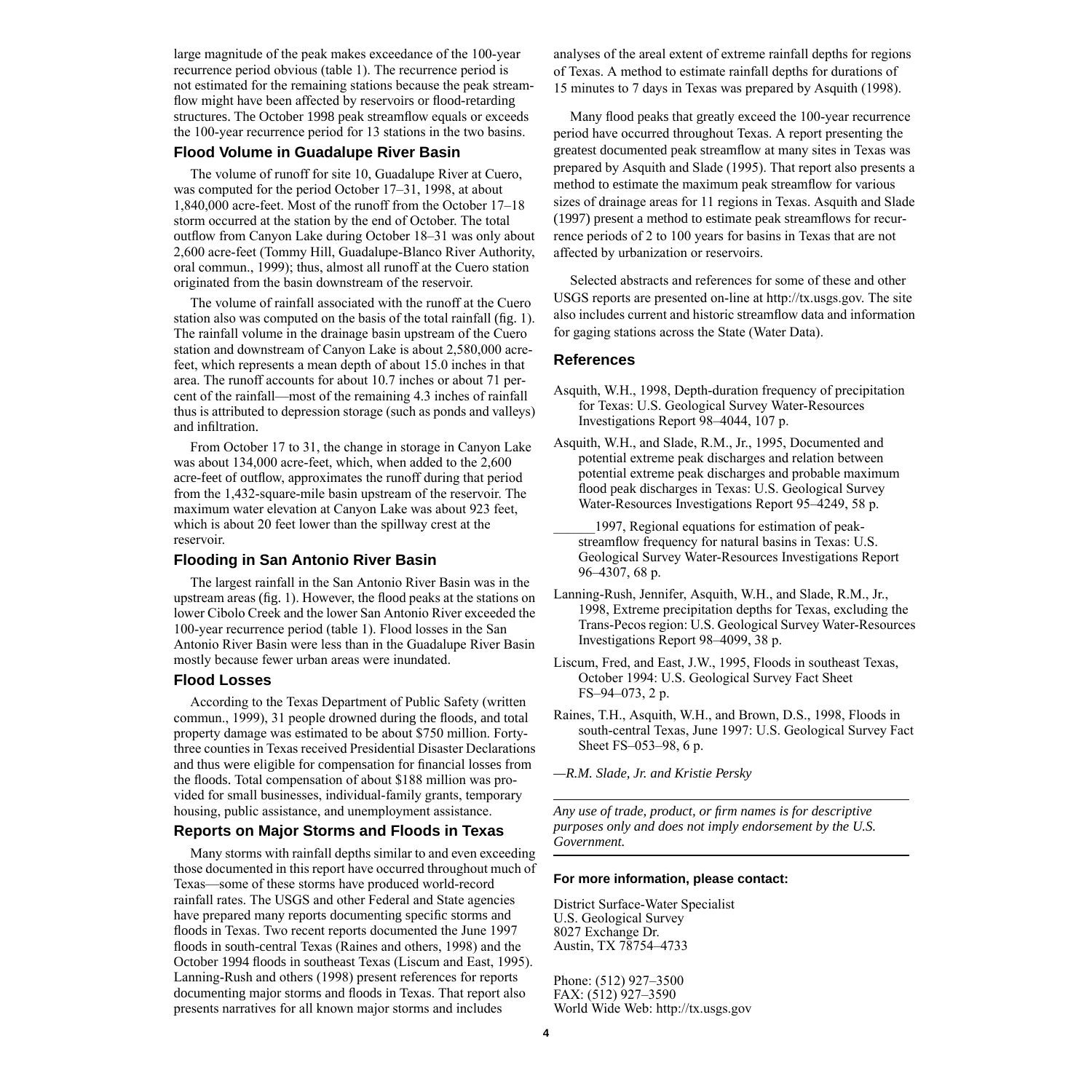large magnitude of the peak makes exceedance of the 100-year recurrence period obvious (table 1). The recurrence period is not estimated for the remaining stations because the peak streamflow might have been affected by reservoirs or flood-retarding structures. The October 1998 peak streamflow equals or exceeds the 100-year recurrence period for 13 stations in the two basins.

## Flood Volume in Guadalupe River Basin

The volume of runoff for site 10, Guadalupe River at Cuero, was computed for the period October 17–31, 1998, at about 1,840,000 acre-feet. Most of the runoff from the October 17–18 storm occurred at the station by the end of October. The total outflow from Canyon Lake during October 18–31 was only about 2,600 acre-feet (Tommy Hill, Guadalupe-Blanco River Authority, oral commun., 1999); thus, almost all runoff at the Cuero station originated from the basin downstream of the reservoir.

The volume of rainfall associated with the runoff at the Cuero station also was computed on the basis of the total rainfall (fig. 1). The rainfall volume in the drainage basin upstream of the Cuero station and downstream of Canyon Lake is about 2,580,000 acre-feet, which represents a mean depth of about 15.0 inches in that area. The runoff accounts for about 10.7 inches or about 71 percent of the rainfall—most of the remaining 4.3 inches of rainfall thus is attributed to depression storage (such as ponds and valleys) and infiltration.

From October 17 to 31, the change in storage in Canyon Lake was about 134,000 acre-feet, which, when added to the 2,600 acre-feet of outflow, approximates the runoff during that period from the 1,432-square-mile basin upstream of the reservoir. The maximum water elevation at Canyon Lake was about 923 feet, which is about 20 feet lower than the spillway crest at the reservoir.

## Flooding in San Antonio River Basin

The largest rainfall in the San Antonio River Basin was in the upstream areas (fig. 1). However, the flood peaks at the stations on lower Cibolo Creek and the lower San Antonio River exceeded the 100-year recurrence period (table 1). Flood losses in the San Antonio River Basin were less than in the Guadalupe River Basin mostly because fewer urban areas were inundated.

## Flood Losses

According to the Texas Department of Public Safety (written commun., 1999), 31 people drowned during the floods, and total property damage was estimated to be about $750 million. Forty-three counties in Texas received Presidential Disaster Declarations and thus were eligible for compensation for financial losses from the floods. Total compensation of about $188 million was provided for small businesses, individual-family grants, temporary housing, public assistance, and unemployment assistance.

## Reports on Major Storms and Floods in Texas

Many storms with rainfall depths similar to and even exceeding those documented in this report have occurred throughout much of Texas—some of these storms have produced world-record rainfall rates. The USGS and other Federal and State agencies have prepared many reports documenting specific storms and floods in Texas. Two recent reports documented the June 1997 floods in south-central Texas (Raines and others, 1998) and the October 1994 floods in southeast Texas (Liscum and East, 1995). Lanning-Rush and others (1998) present references for reports documenting major storms and floods in Texas. That report also presents narratives for all known major storms and includes analyses of the areal extent of extreme rainfall depths for regions of Texas. A method to estimate rainfall depths for durations of 15 minutes to 7 days in Texas was prepared by Asquith (1998).

Many flood peaks that greatly exceed the 100-year recurrence period have occurred throughout Texas. A report presenting the greatest documented peak streamflow at many sites in Texas was prepared by Asquith and Slade (1995). That report also presents a method to estimate the maximum peak streamflow for various sizes of drainage areas for 11 regions in Texas. Asquith and Slade (1997) present a method to estimate peak streamflows for recurrence periods of 2 to 100 years for basins in Texas that are not affected by urbanization or reservoirs.

Selected abstracts and references for some of these and other USGS reports are presented on-line at http://tx.usgs.gov. The site also includes current and historic streamflow data and information for gaging stations across the State (Water Data).

## References

Asquith, W.H., 1998, Depth-duration frequency of precipitation for Texas: U.S. Geological Survey Water-Resources Investigations Report 98–4044, 107 p.

Asquith, W.H., and Slade, R.M., Jr., 1995, Documented and potential extreme peak discharges and relation between potential extreme peak discharges and probable maximum flood peak discharges in Texas: U.S. Geological Survey Water-Resources Investigations Report 95–4249, 58 p.

______1997, Regional equations for estimation of peak-streamflow frequency for natural basins in Texas: U.S. Geological Survey Water-Resources Investigations Report 96–4307, 68 p.

Lanning-Rush, Jennifer, Asquith, W.H., and Slade, R.M., Jr., 1998, Extreme precipitation depths for Texas, excluding the Trans-Pecos region: U.S. Geological Survey Water-Resources Investigations Report 98–4099, 38 p.

Liscum, Fred, and East, J.W., 1995, Floods in southeast Texas, October 1994: U.S. Geological Survey Fact Sheet FS–94–073, 2 p.

Raines, T.H., Asquith, W.H., and Brown, D.S., 1998, Floods in south-central Texas, June 1997: U.S. Geological Survey Fact Sheet FS–053–98, 6 p.

—*R.M. Slade, Jr. and Kristie Persky*

---

*Any use of trade, product, or firm names is for descriptive purposes only and does not imply endorsement by the U.S. Government.*

---

**For more information, please contact:**

District Surface-Water Specialist
U.S. Geological Survey
8027 Exchange Dr.
Austin, TX 78754–4733

Phone: (512) 927–3500
FAX: (512) 927–3590
World Wide Web: http://tx.usgs.gov